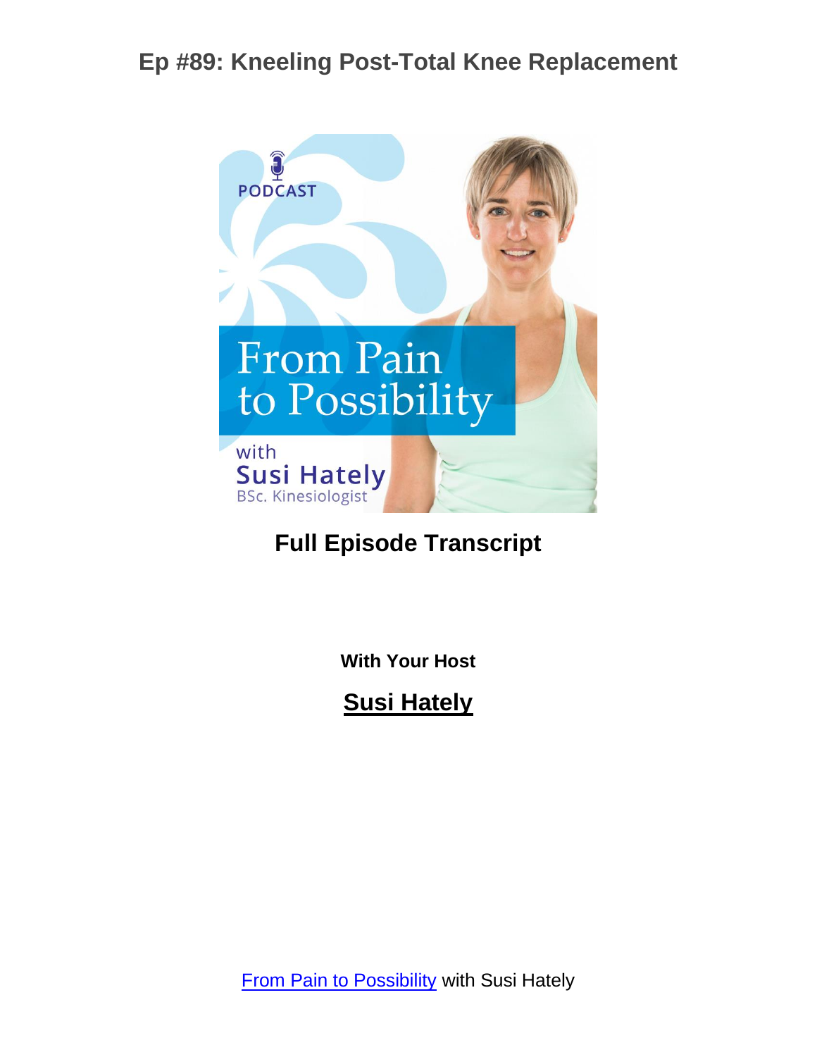# Ep #89: Kneeling Post-Total Knee Replacement

**Full Episode Transcript**

**With Your Host**

**Susi Hately**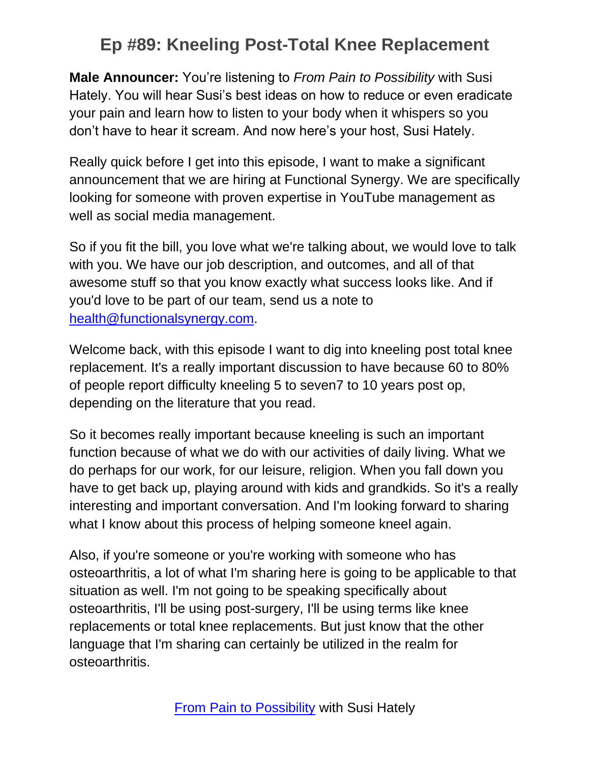# Ep #89: Kneeling Post-Total Knee Replacement

**Male Announcer:** You're listening to *From Pain to Possibility* with Susi Hately. You will hear Susi's best ideas on how to reduce or even eradicate your pain and learn how to listen to your body when it whispers so you don't have to hear it scream. And now here's your host, Susi Hately.

Really quick before I get into this episode, I want to make a significant announcement that we are hiring at Functional Synergy. We are specifically looking for someone with proven expertise in YouTube management as well as social media management.

So if you fit the bill, you love what we're talking about, we would love to talk with you. We have our job description, and outcomes, and all of that awesome stuff so that you know exactly what success looks like. And if you'd love to be part of our team, send us a note to [health@functionalsynergy.com](mailto:health@functionalsynergy.com).

Welcome back, with this episode I want to dig into kneeling post total knee replacement. It's a really important discussion to have because 60 to 80% of people report difficulty kneeling 5 to seven7 to 10 years post op, depending on the literature that you read.

So it becomes really important because kneeling is such an important function because of what we do with our activities of daily living. What we do perhaps for our work, for our leisure, religion. When you fall down you have to get back up, playing around with kids and grandkids. So it's a really interesting and important conversation. And I'm looking forward to sharing what I know about this process of helping someone kneel again.

Also, if you're someone or you're working with someone who has osteoarthritis, a lot of what I'm sharing here is going to be applicable to that situation as well. I'm not going to be speaking specifically about osteoarthritis, I'll be using post-surgery, I'll be using terms like knee replacements or total knee replacements. But just know that the other language that I'm sharing can certainly be utilized in the realm for osteoarthritis.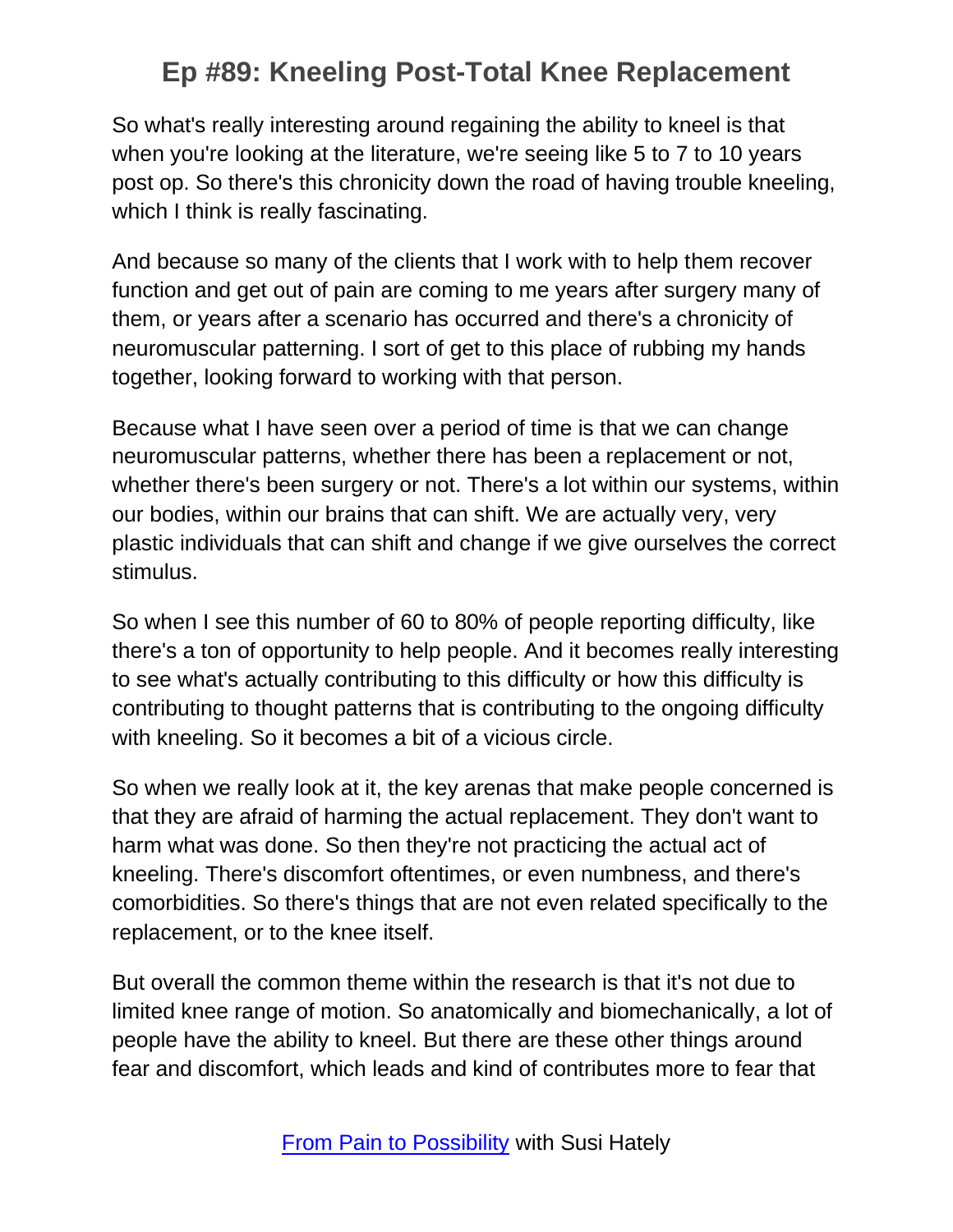So what's really interesting around regaining the ability to kneel is that when you're looking at the literature, we're seeing like 5 to 7 to 10 years post op. So there's this chronicity down the road of having trouble kneeling, which I think is really fascinating.

And because so many of the clients that I work with to help them recover function and get out of pain are coming to me years after surgery many of them, or years after a scenario has occurred and there's a chronicity of neuromuscular patterning. I sort of get to this place of rubbing my hands together, looking forward to working with that person.

Because what I have seen over a period of time is that we can change neuromuscular patterns, whether there has been a replacement or not, whether there's been surgery or not. There's a lot within our systems, within our bodies, within our brains that can shift. We are actually very, very plastic individuals that can shift and change if we give ourselves the correct stimulus.

So when I see this number of 60 to 80% of people reporting difficulty, like there's a ton of opportunity to help people. And it becomes really interesting to see what's actually contributing to this difficulty or how this difficulty is contributing to thought patterns that is contributing to the ongoing difficulty with kneeling. So it becomes a bit of a vicious circle.

So when we really look at it, the key arenas that make people concerned is that they are afraid of harming the actual replacement. They don't want to harm what was done. So then they're not practicing the actual act of kneeling. There's discomfort oftentimes, or even numbness, and there's comorbidities. So there's things that are not even related specifically to the replacement, or to the knee itself.

But overall the common theme within the research is that it's not due to limited knee range of motion. So anatomically and biomechanically, a lot of people have the ability to kneel. But there are these other things around fear and discomfort, which leads and kind of contributes more to fear that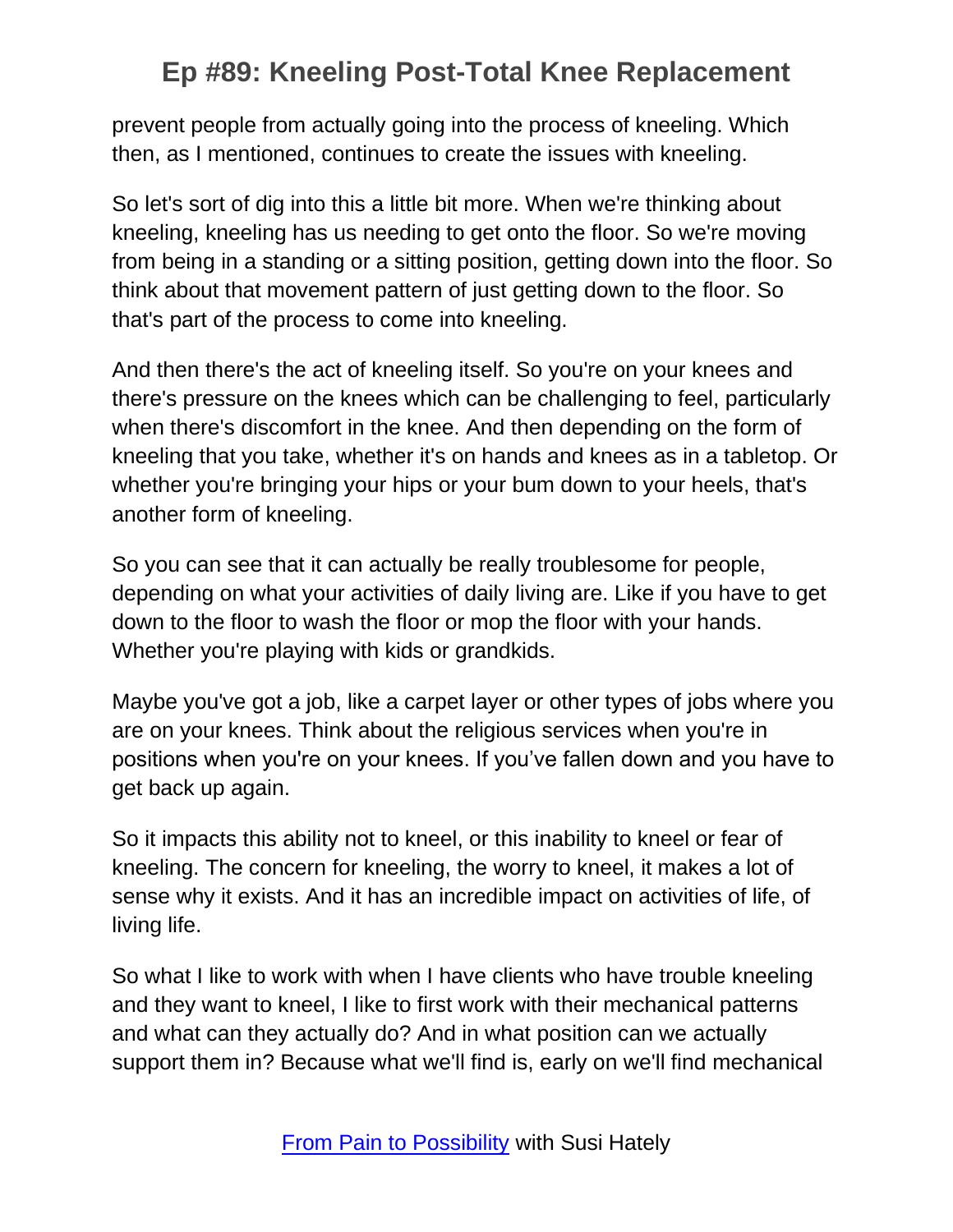prevent people from actually going into the process of kneeling. Which then, as I mentioned, continues to create the issues with kneeling.

So let's sort of dig into this a little bit more. When we're thinking about kneeling, kneeling has us needing to get onto the floor. So we're moving from being in a standing or a sitting position, getting down into the floor. So think about that movement pattern of just getting down to the floor. So that's part of the process to come into kneeling.

And then there's the act of kneeling itself. So you're on your knees and there's pressure on the knees which can be challenging to feel, particularly when there's discomfort in the knee. And then depending on the form of kneeling that you take, whether it's on hands and knees as in a tabletop. Or whether you're bringing your hips or your bum down to your heels, that's another form of kneeling.

So you can see that it can actually be really troublesome for people, depending on what your activities of daily living are. Like if you have to get down to the floor to wash the floor or mop the floor with your hands. Whether you're playing with kids or grandkids.

Maybe you've got a job, like a carpet layer or other types of jobs where you are on your knees. Think about the religious services when you're in positions when you're on your knees. If you've fallen down and you have to get back up again.

So it impacts this ability not to kneel, or this inability to kneel or fear of kneeling. The concern for kneeling, the worry to kneel, it makes a lot of sense why it exists. And it has an incredible impact on activities of life, of living life.

So what I like to work with when I have clients who have trouble kneeling and they want to kneel, I like to first work with their mechanical patterns and what can they actually do? And in what position can we actually support them in? Because what we'll find is, early on we'll find mechanical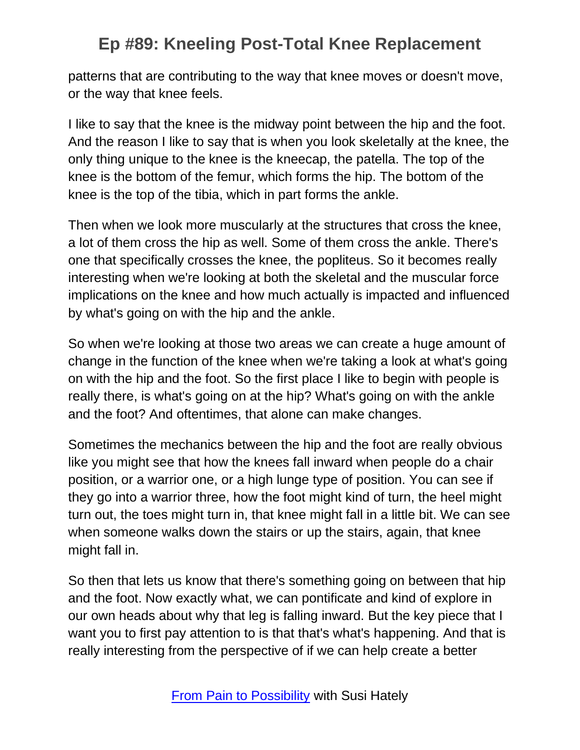patterns that are contributing to the way that knee moves or doesn't move, or the way that knee feels.

I like to say that the knee is the midway point between the hip and the foot. And the reason I like to say that is when you look skeletally at the knee, the only thing unique to the knee is the kneecap, the patella. The top of the knee is the bottom of the femur, which forms the hip. The bottom of the knee is the top of the tibia, which in part forms the ankle.

Then when we look more muscularly at the structures that cross the knee, a lot of them cross the hip as well. Some of them cross the ankle. There's one that specifically crosses the knee, the popliteus. So it becomes really interesting when we're looking at both the skeletal and the muscular force implications on the knee and how much actually is impacted and influenced by what's going on with the hip and the ankle.

So when we're looking at those two areas we can create a huge amount of change in the function of the knee when we're taking a look at what's going on with the hip and the foot. So the first place I like to begin with people is really there, is what's going on at the hip? What's going on with the ankle and the foot? And oftentimes, that alone can make changes.

Sometimes the mechanics between the hip and the foot are really obvious like you might see that how the knees fall inward when people do a chair position, or a warrior one, or a high lunge type of position. You can see if they go into a warrior three, how the foot might kind of turn, the heel might turn out, the toes might turn in, that knee might fall in a little bit. We can see when someone walks down the stairs or up the stairs, again, that knee might fall in.

So then that lets us know that there's something going on between that hip and the foot. Now exactly what, we can pontificate and kind of explore in our own heads about why that leg is falling inward. But the key piece that I want you to first pay attention to is that that's what's happening. And that is really interesting from the perspective of if we can help create a better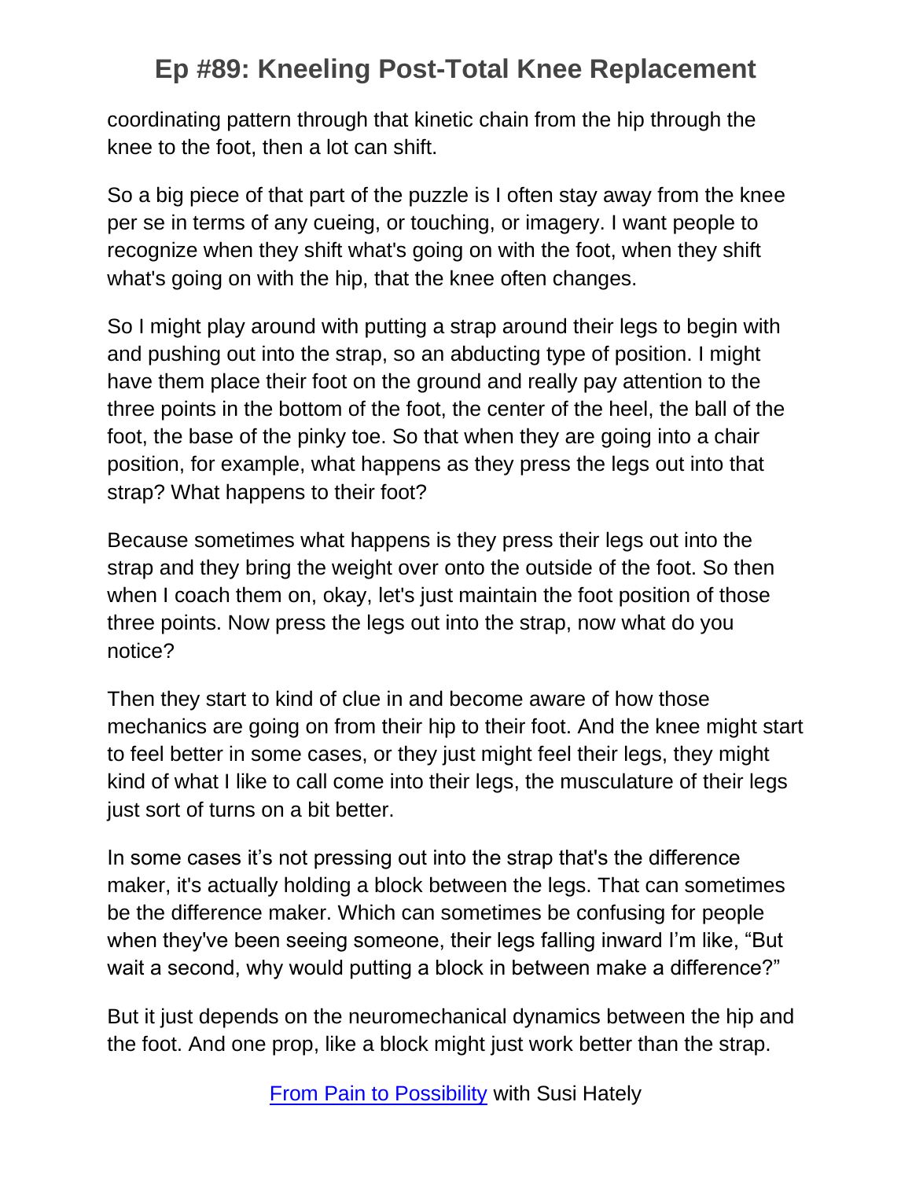coordinating pattern through that kinetic chain from the hip through the knee to the foot, then a lot can shift.

So a big piece of that part of the puzzle is I often stay away from the knee per se in terms of any cueing, or touching, or imagery. I want people to recognize when they shift what's going on with the foot, when they shift what's going on with the hip, that the knee often changes.

So I might play around with putting a strap around their legs to begin with and pushing out into the strap, so an abducting type of position. I might have them place their foot on the ground and really pay attention to the three points in the bottom of the foot, the center of the heel, the ball of the foot, the base of the pinky toe. So that when they are going into a chair position, for example, what happens as they press the legs out into that strap? What happens to their foot?

Because sometimes what happens is they press their legs out into the strap and they bring the weight over onto the outside of the foot. So then when I coach them on, okay, let's just maintain the foot position of those three points. Now press the legs out into the strap, now what do you notice?

Then they start to kind of clue in and become aware of how those mechanics are going on from their hip to their foot. And the knee might start to feel better in some cases, or they just might feel their legs, they might kind of what I like to call come into their legs, the musculature of their legs just sort of turns on a bit better.

In some cases it's not pressing out into the strap that's the difference maker, it's actually holding a block between the legs. That can sometimes be the difference maker. Which can sometimes be confusing for people when they've been seeing someone, their legs falling inward I'm like, "But wait a second, why would putting a block in between make a difference?"

But it just depends on the neuromechanical dynamics between the hip and the foot. And one prop, like a block might just work better than the strap.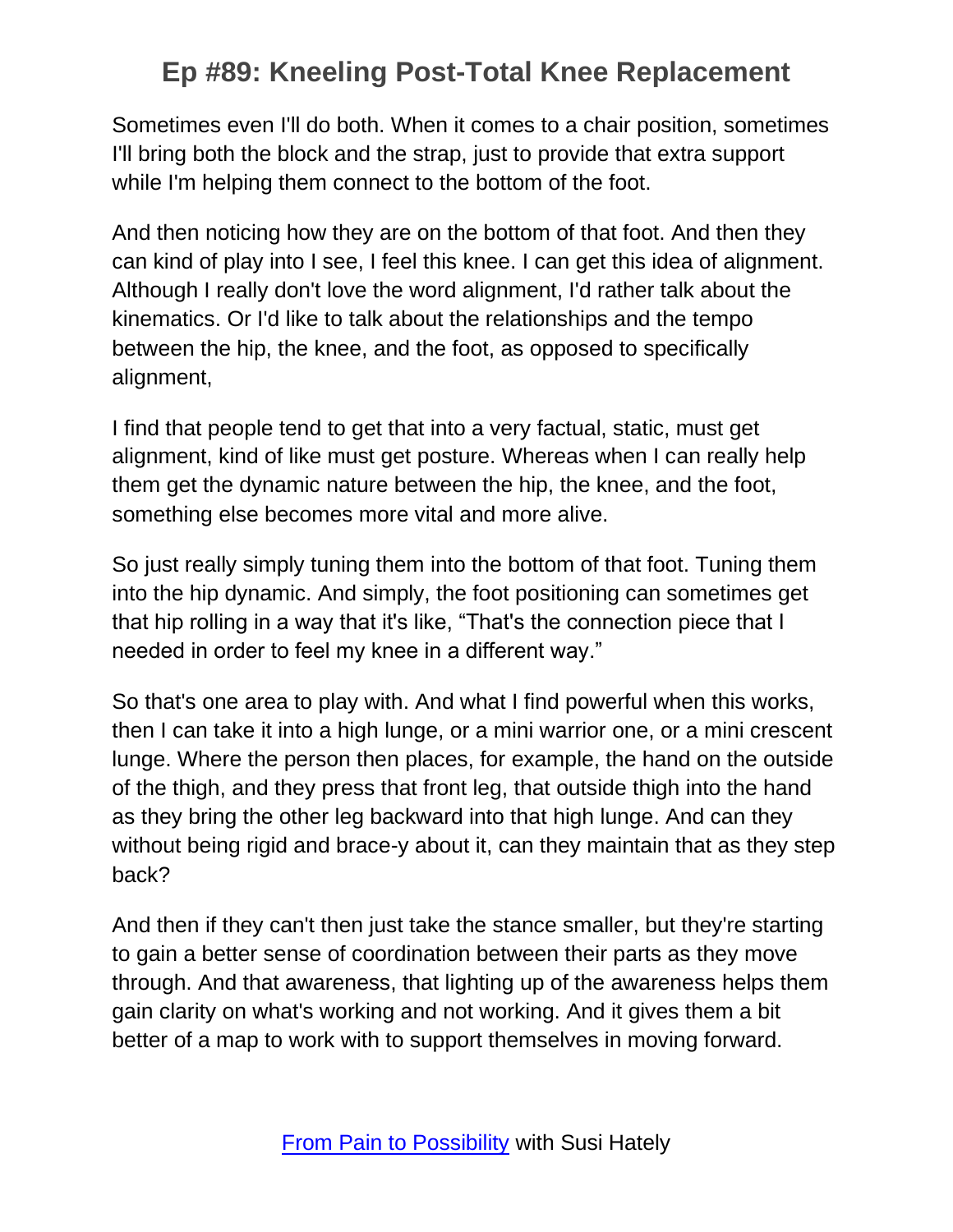Sometimes even I'll do both. When it comes to a chair position, sometimes I'll bring both the block and the strap, just to provide that extra support while I'm helping them connect to the bottom of the foot.

And then noticing how they are on the bottom of that foot. And then they can kind of play into I see, I feel this knee. I can get this idea of alignment. Although I really don't love the word alignment, I'd rather talk about the kinematics. Or I'd like to talk about the relationships and the tempo between the hip, the knee, and the foot, as opposed to specifically alignment,

I find that people tend to get that into a very factual, static, must get alignment, kind of like must get posture. Whereas when I can really help them get the dynamic nature between the hip, the knee, and the foot, something else becomes more vital and more alive.

So just really simply tuning them into the bottom of that foot. Tuning them into the hip dynamic. And simply, the foot positioning can sometimes get that hip rolling in a way that it's like, "That's the connection piece that I needed in order to feel my knee in a different way."

So that's one area to play with. And what I find powerful when this works, then I can take it into a high lunge, or a mini warrior one, or a mini crescent lunge. Where the person then places, for example, the hand on the outside of the thigh, and they press that front leg, that outside thigh into the hand as they bring the other leg backward into that high lunge. And can they without being rigid and brace-y about it, can they maintain that as they step back?

And then if they can't then just take the stance smaller, but they're starting to gain a better sense of coordination between their parts as they move through. And that awareness, that lighting up of the awareness helps them gain clarity on what's working and not working. And it gives them a bit better of a map to work with to support themselves in moving forward.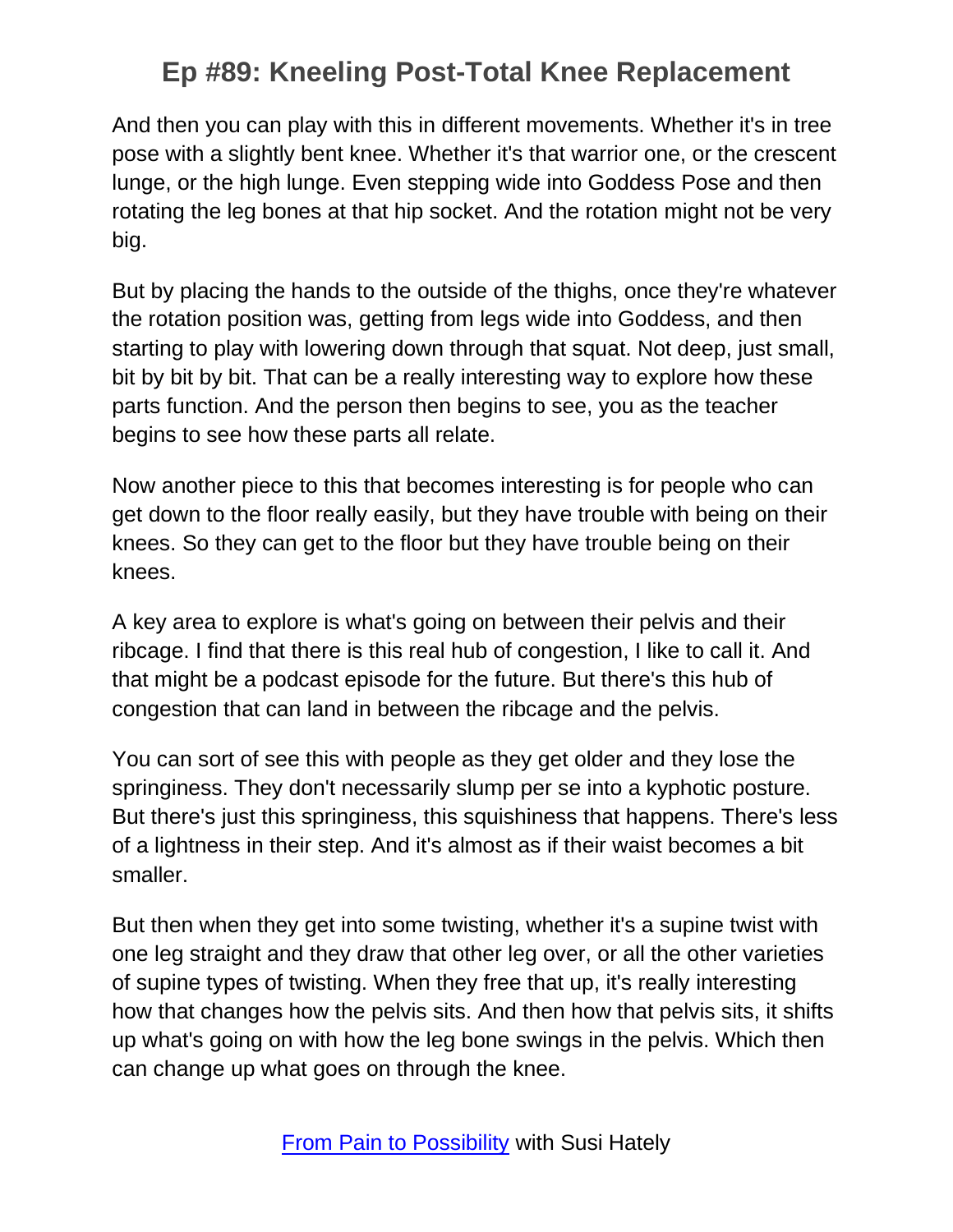And then you can play with this in different movements. Whether it's in tree pose with a slightly bent knee. Whether it's that warrior one, or the crescent lunge, or the high lunge. Even stepping wide into Goddess Pose and then rotating the leg bones at that hip socket. And the rotation might not be very big.

But by placing the hands to the outside of the thighs, once they're whatever the rotation position was, getting from legs wide into Goddess, and then starting to play with lowering down through that squat. Not deep, just small, bit by bit by bit. That can be a really interesting way to explore how these parts function. And the person then begins to see, you as the teacher begins to see how these parts all relate.

Now another piece to this that becomes interesting is for people who can get down to the floor really easily, but they have trouble with being on their knees. So they can get to the floor but they have trouble being on their knees.

A key area to explore is what's going on between their pelvis and their ribcage. I find that there is this real hub of congestion, I like to call it. And that might be a podcast episode for the future. But there's this hub of congestion that can land in between the ribcage and the pelvis.

You can sort of see this with people as they get older and they lose the springiness. They don't necessarily slump per se into a kyphotic posture. But there's just this springiness, this squishiness that happens. There's less of a lightness in their step. And it's almost as if their waist becomes a bit smaller.

But then when they get into some twisting, whether it's a supine twist with one leg straight and they draw that other leg over, or all the other varieties of supine types of twisting. When they free that up, it's really interesting how that changes how the pelvis sits. And then how that pelvis sits, it shifts up what's going on with how the leg bone swings in the pelvis. Which then can change up what goes on through the knee.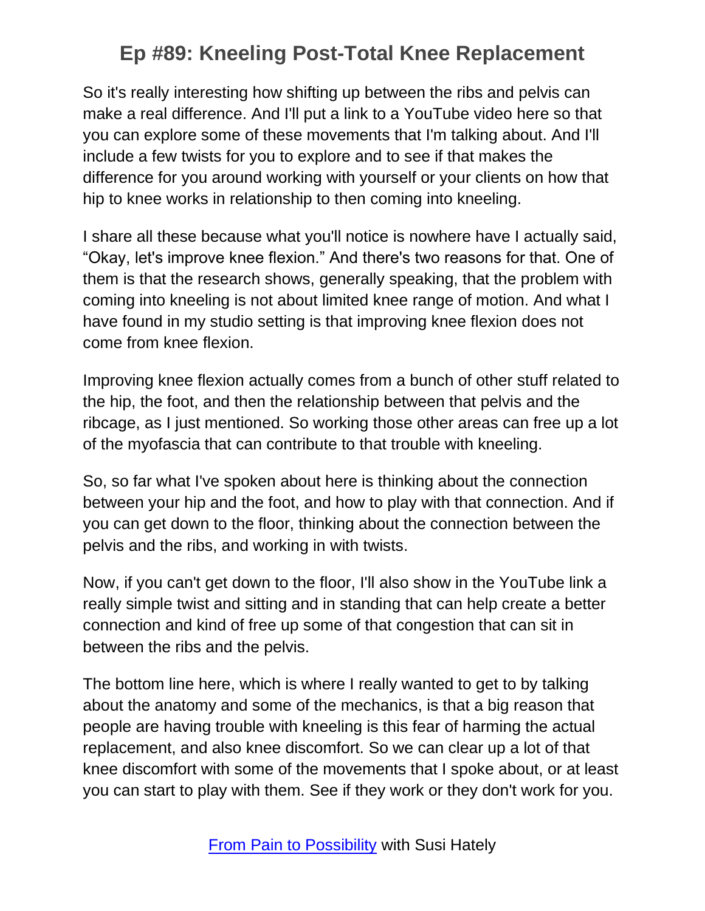So it's really interesting how shifting up between the ribs and pelvis can make a real difference. And I'll put a link to a YouTube video here so that you can explore some of these movements that I'm talking about. And I'll include a few twists for you to explore and to see if that makes the difference for you around working with yourself or your clients on how that hip to knee works in relationship to then coming into kneeling.

I share all these because what you'll notice is nowhere have I actually said, "Okay, let's improve knee flexion." And there's two reasons for that. One of them is that the research shows, generally speaking, that the problem with coming into kneeling is not about limited knee range of motion. And what I have found in my studio setting is that improving knee flexion does not come from knee flexion.

Improving knee flexion actually comes from a bunch of other stuff related to the hip, the foot, and then the relationship between that pelvis and the ribcage, as I just mentioned. So working those other areas can free up a lot of the myofascia that can contribute to that trouble with kneeling.

So, so far what I've spoken about here is thinking about the connection between your hip and the foot, and how to play with that connection. And if you can get down to the floor, thinking about the connection between the pelvis and the ribs, and working in with twists.

Now, if you can't get down to the floor, I'll also show in the YouTube link a really simple twist and sitting and in standing that can help create a better connection and kind of free up some of that congestion that can sit in between the ribs and the pelvis.

The bottom line here, which is where I really wanted to get to by talking about the anatomy and some of the mechanics, is that a big reason that people are having trouble with kneeling is this fear of harming the actual replacement, and also knee discomfort. So we can clear up a lot of that knee discomfort with some of the movements that I spoke about, or at least you can start to play with them. See if they work or they don't work for you.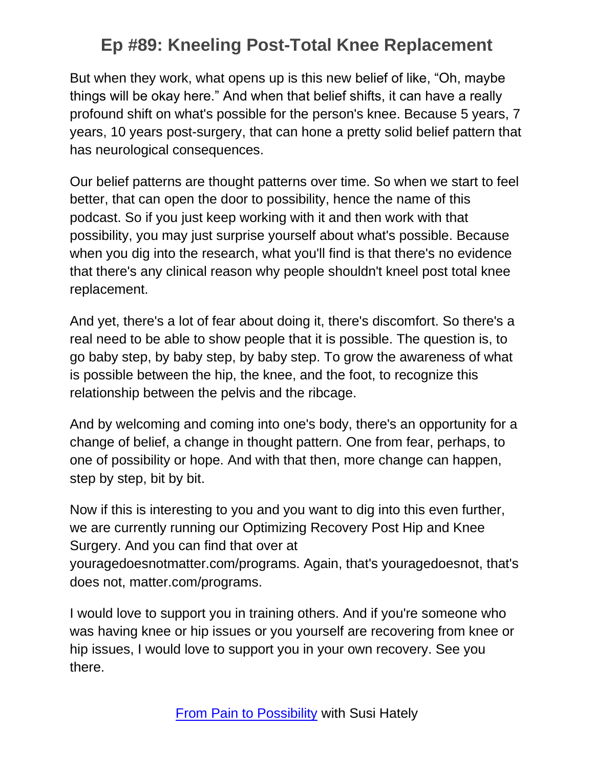But when they work, what opens up is this new belief of like, “Oh, maybe things will be okay here.” And when that belief shifts, it can have a really profound shift on what's possible for the person's knee. Because 5 years, 7 years, 10 years post-surgery, that can hone a pretty solid belief pattern that has neurological consequences.

Our belief patterns are thought patterns over time. So when we start to feel better, that can open the door to possibility, hence the name of this podcast. So if you just keep working with it and then work with that possibility, you may just surprise yourself about what's possible. Because when you dig into the research, what you'll find is that there's no evidence that there's any clinical reason why people shouldn't kneel post total knee replacement.

And yet, there's a lot of fear about doing it, there's discomfort. So there's a real need to be able to show people that it is possible. The question is, to go baby step, by baby step, by baby step. To grow the awareness of what is possible between the hip, the knee, and the foot, to recognize this relationship between the pelvis and the ribcage.

And by welcoming and coming into one's body, there's an opportunity for a change of belief, a change in thought pattern. One from fear, perhaps, to one of possibility or hope. And with that then, more change can happen, step by step, bit by bit.

Now if this is interesting to you and you want to dig into this even further, we are currently running our Optimizing Recovery Post Hip and Knee Surgery. And you can find that over at youragedoesnotmatter.com/programs. Again, that's youragedoesnot, that's does not, matter.com/programs.

I would love to support you in training others. And if you're someone who was having knee or hip issues or you yourself are recovering from knee or hip issues, I would love to support you in your own recovery. See you there.